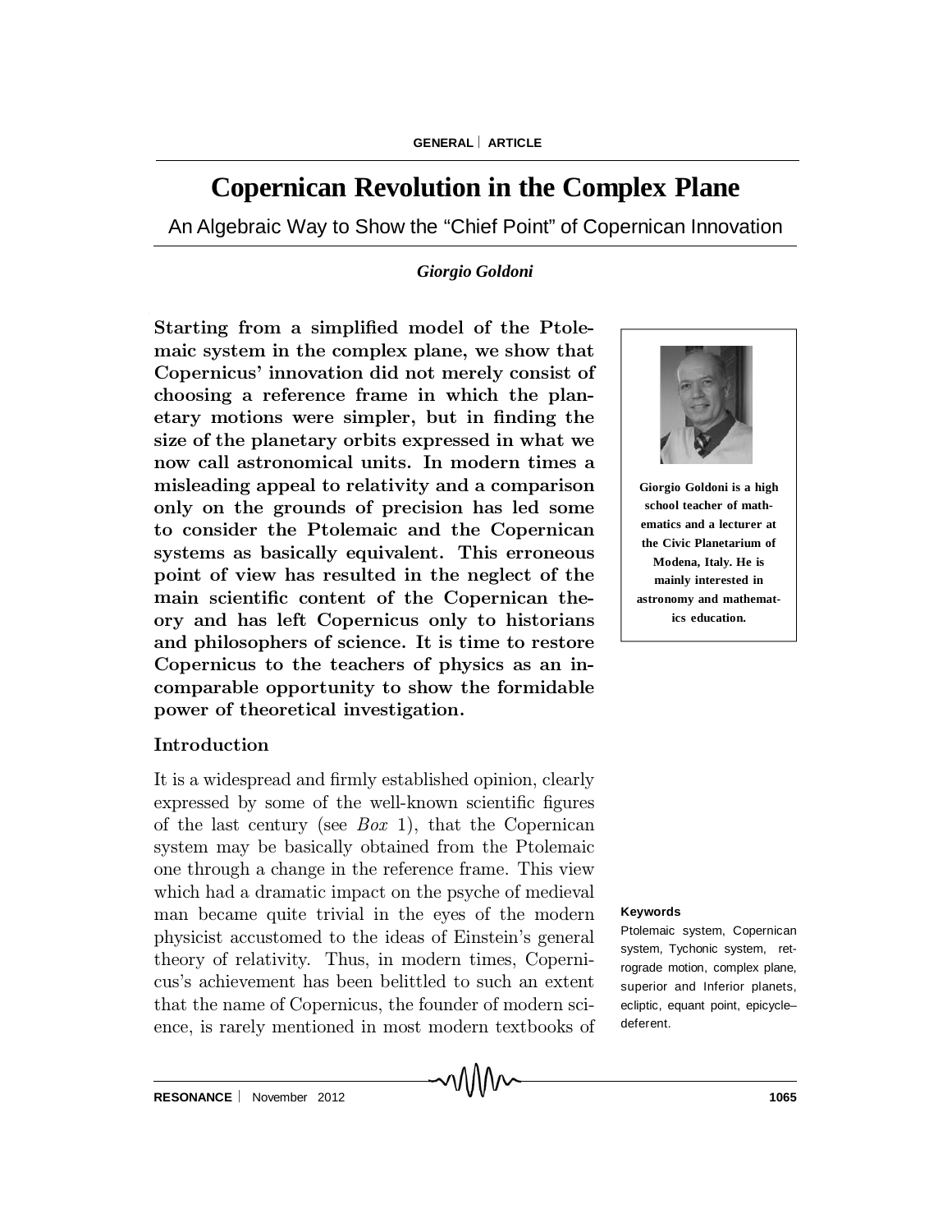# Copernican Revolution in the Complex Plane

An Algebraic Way to Show the "Chief Point" of Copernican Innovation

*Giorgio Goldoni*

**Starting from a simplified model of the Ptolemaic system in the complex plane, we show that Copernicus' innovation did not merely consist of choosing a reference frame in which the planetary motions were simpler, but in finding the size of the planetary orbits expressed in what we now call astronomical units. In modern times a misleading appeal to relativity and a comparison only on the grounds of precision has led some to consider the Ptolemaic and the Copernican systems as basically equivalent. This erroneous point of view has resulted in the neglect of the main scientific content of the Copernican theory and has left Copernicus only to historians and philosophers of science. It is time to restore Copernicus to the teachers of physics as an incomparable opportunity to show the formidable power of theoretical investigation.**

**Giorgio Goldoni is a high school teacher of mathematics and a lecturer at the Civic Planetarium of Modena, Italy. He is mainly interested in astronomy and mathematics education.**

## Introduction

It is a widespread and firmly established opinion, clearly expressed by some of the well-known scientific figures of the last century (see *Box* 1), that the Copernican system may be basically obtained from the Ptolemaic one through a change in the reference frame. This view which had a dramatic impact on the psyche of medieval man became quite trivial in the eyes of the modern physicist accustomed to the ideas of Einstein's general theory of relativity. Thus, in modern times, Copernicus's achievement has been belittled to such an extent that the name of Copernicus, the founder of modern science, is rarely mentioned in most modern textbooks of

**Keywords**

Ptolemaic system, Copernican system, Tychonic system, retrograde motion, complex plane, superior and Inferior planets, ecliptic, equant point, epicycle–deferent.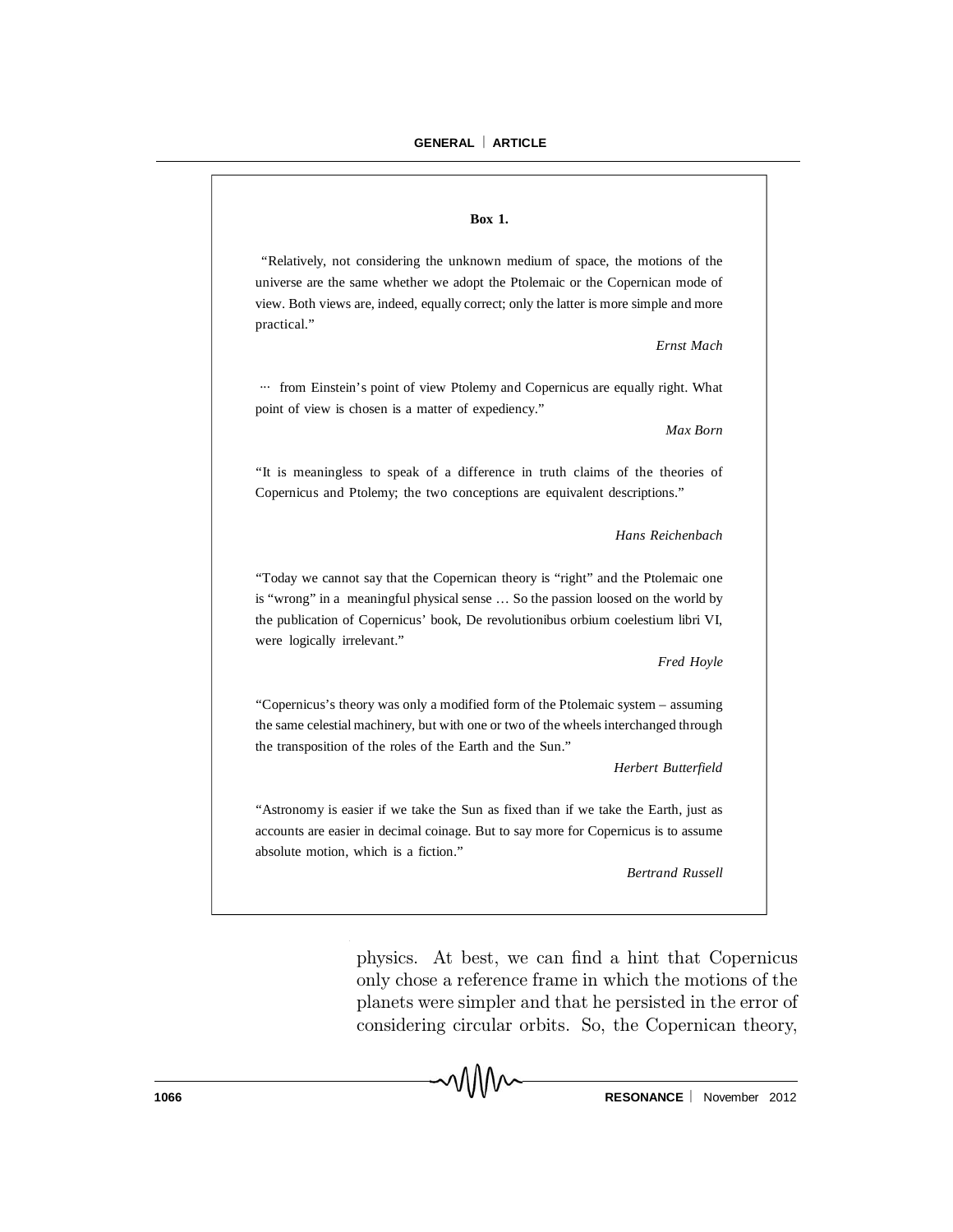**Box 1.**

"Relatively, not considering the unknown medium of space, the motions of the universe are the same whether we adopt the Ptolemaic or the Copernican mode of view. Both views are, indeed, equally correct; only the latter is more simple and more practical."

*Ernst Mach*

··· from Einstein's point of view Ptolemy and Copernicus are equally right. What point of view is chosen is a matter of expediency."

*Max Born*

"It is meaningless to speak of a difference in truth claims of the theories of Copernicus and Ptolemy; the two conceptions are equivalent descriptions."

*Hans Reichenbach*

"Today we cannot say that the Copernican theory is "right" and the Ptolemaic one is "wrong" in a meaningful physical sense … So the passion loosed on the world by the publication of Copernicus' book, De revolutionibus orbium coelestium libri VI, were logically irrelevant."

*Fred Hoyle*

"Copernicus's theory was only a modified form of the Ptolemaic system – assuming the same celestial machinery, but with one or two of the wheels interchanged through the transposition of the roles of the Earth and the Sun."

*Herbert Butterfield*

"Astronomy is easier if we take the Sun as fixed than if we take the Earth, just as accounts are easier in decimal coinage. But to say more for Copernicus is to assume absolute motion, which is a fiction."

*Bertrand Russell*

physics. At best, we can find a hint that Copernicus only chose a reference frame in which the motions of the planets were simpler and that he persisted in the error of considering circular orbits. So, the Copernican theory,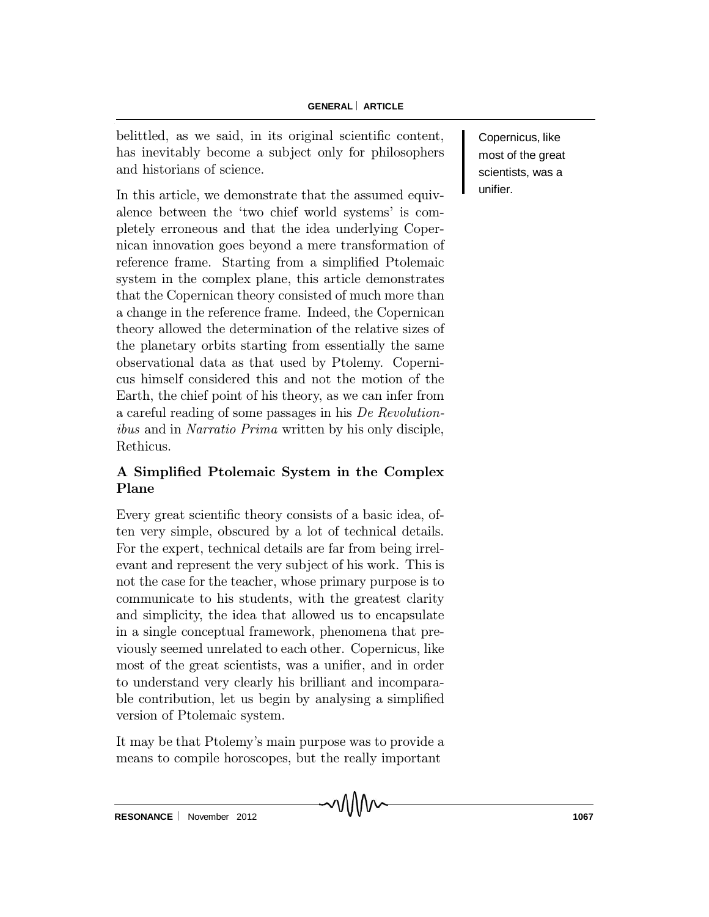belittled, as we said, in its original scientific content, has inevitably become a subject only for philosophers and historians of science.

In this article, we demonstrate that the assumed equivalence between the 'two chief world systems' is completely erroneous and that the idea underlying Copernican innovation goes beyond a mere transformation of reference frame. Starting from a simplified Ptolemaic system in the complex plane, this article demonstrates that the Copernican theory consisted of much more than a change in the reference frame. Indeed, the Copernican theory allowed the determination of the relative sizes of the planetary orbits starting from essentially the same observational data as that used by Ptolemy. Copernicus himself considered this and not the motion of the Earth, the chief point of his theory, as we can infer from a careful reading of some passages in his *De Revolutionibus* and in *Narratio Prima* written by his only disciple, Rethicus.

Copernicus, like most of the great scientists, was a unifier.

## A Simplified Ptolemaic System in the Complex Plane

Every great scientific theory consists of a basic idea, often very simple, obscured by a lot of technical details. For the expert, technical details are far from being irrelevant and represent the very subject of his work. This is not the case for the teacher, whose primary purpose is to communicate to his students, with the greatest clarity and simplicity, the idea that allowed us to encapsulate in a single conceptual framework, phenomena that previously seemed unrelated to each other. Copernicus, like most of the great scientists, was a unifier, and in order to understand very clearly his brilliant and incomparable contribution, let us begin by analysing a simplified version of Ptolemaic system.

It may be that Ptolemy's main purpose was to provide a means to compile horoscopes, but the really important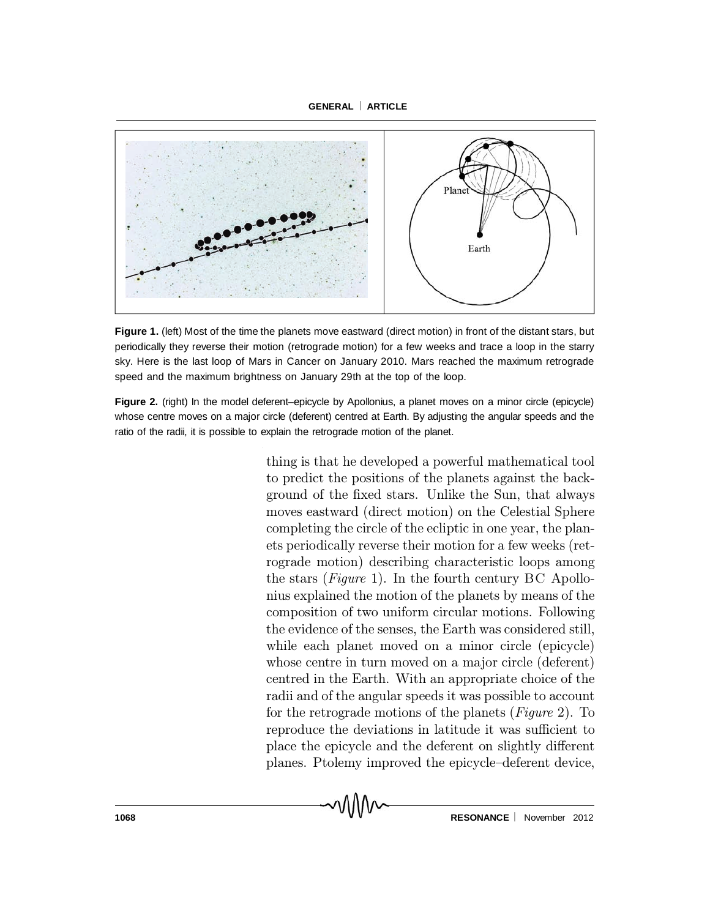**Figure 1.** (left) Most of the time the planets move eastward (direct motion) in front of the distant stars, but periodically they reverse their motion (retrograde motion) for a few weeks and trace a loop in the starry sky. Here is the last loop of Mars in Cancer on January 2010. Mars reached the maximum retrograde speed and the maximum brightness on January 29th at the top of the loop.

**Figure 2.** (right) In the model deferent–epicycle by Apollonius, a planet moves on a minor circle (epicycle) whose centre moves on a major circle (deferent) centred at Earth. By adjusting the angular speeds and the ratio of the radii, it is possible to explain the retrograde motion of the planet.

thing is that he developed a powerful mathematical tool to predict the positions of the planets against the background of the fixed stars. Unlike the Sun, that always moves eastward (direct motion) on the Celestial Sphere completing the circle of the ecliptic in one year, the planets periodically reverse their motion for a few weeks (retrograde motion) describing characteristic loops among the stars (*Figure* 1). In the fourth century BC Apollonius explained the motion of the planets by means of the composition of two uniform circular motions. Following the evidence of the senses, the Earth was considered still, while each planet moved on a minor circle (epicycle) whose centre in turn moved on a major circle (deferent) centred in the Earth. With an appropriate choice of the radii and of the angular speeds it was possible to account for the retrograde motions of the planets (*Figure* 2). To reproduce the deviations in latitude it was sufficient to place the epicycle and the deferent on slightly different planes. Ptolemy improved the epicycle–deferent device,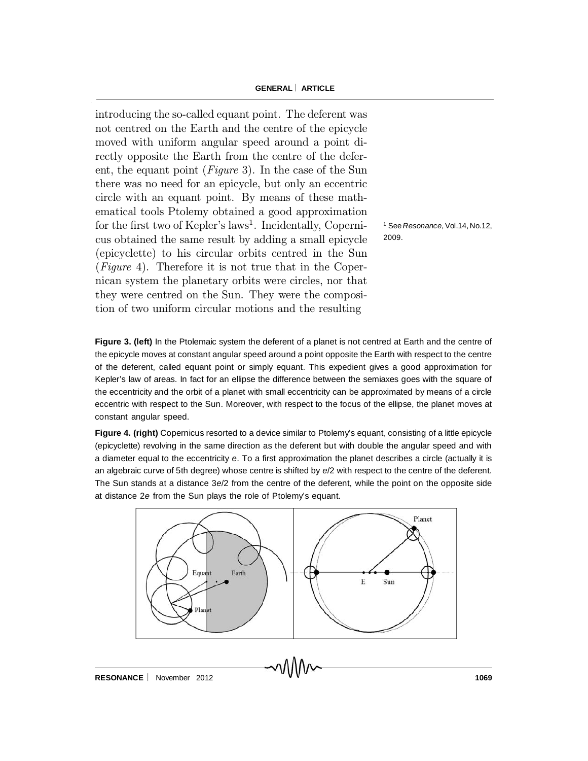introducing the so-called equant point. The deferent was not centred on the Earth and the centre of the epicycle moved with uniform angular speed around a point directly opposite the Earth from the centre of the deferent, the equant point (*Figure* 3). In the case of the Sun there was no need for an epicycle, but only an eccentric circle with an equant point. By means of these mathematical tools Ptolemy obtained a good approximation for the first two of Kepler's laws[1]. Incidentally, Copernicus obtained the same result by adding a small epicycle (epicyclette) to his circular orbits centred in the Sun (*Figure* 4). Therefore it is not true that in the Copernican system the planetary orbits were circles, nor that they were centred on the Sun. They were the composition of two uniform circular motions and the resulting

[1] See *Resonance*, Vol.14, No.12, 2009.

**Figure 3. (left)** In the Ptolemaic system the deferent of a planet is not centred at Earth and the centre of the epicycle moves at constant angular speed around a point opposite the Earth with respect to the centre of the deferent, called equant point or simply equant. This expedient gives a good approximation for Kepler's law of areas. In fact for an ellipse the difference between the semiaxes goes with the square of the eccentricity and the orbit of a planet with small eccentricity can be approximated by means of a circle eccentric with respect to the Sun. Moreover, with respect to the focus of the ellipse, the planet moves at constant angular speed.

**Figure 4. (right)** Copernicus resorted to a device similar to Ptolemy's equant, consisting of a little epicycle (epicyclette) revolving in the same direction as the deferent but with double the angular speed and with a diameter equal to the eccentricity $e$. To a first approximation the planet describes a circle (actually it is an algebraic curve of 5th degree) whose centre is shifted by $e/2$ with respect to the centre of the deferent. The Sun stands at a distance $3e/2$ from the centre of the deferent, while the point on the opposite side at distance $2e$ from the Sun plays the role of Ptolemy's equant.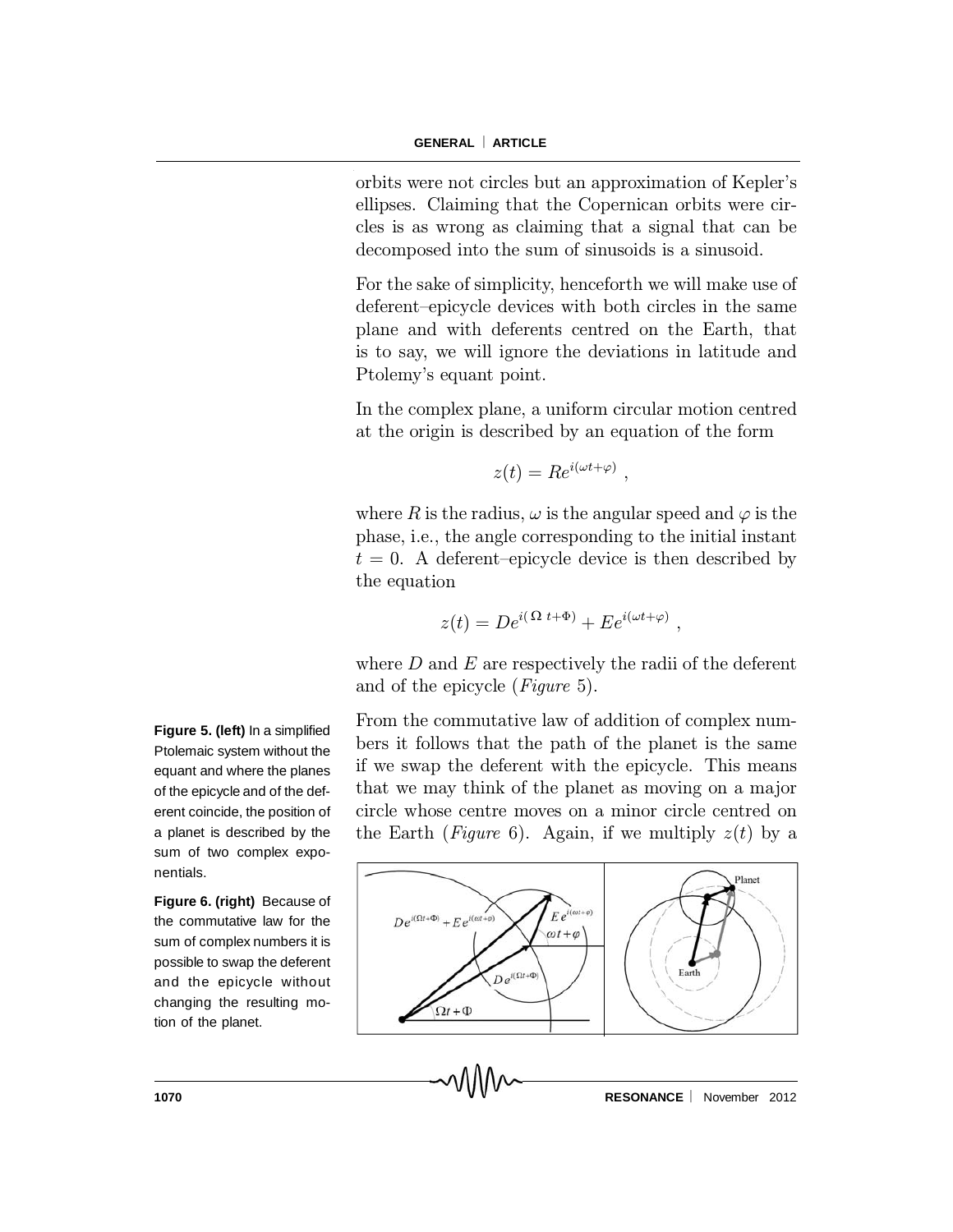orbits were not circles but an approximation of Kepler's ellipses. Claiming that the Copernican orbits were circles is as wrong as claiming that a signal that can be decomposed into the sum of sinusoids is a sinusoid.

For the sake of simplicity, henceforth we will make use of deferent–epicycle devices with both circles in the same plane and with deferents centred on the Earth, that is to say, we will ignore the deviations in latitude and Ptolemy's equant point.

In the complex plane, a uniform circular motion centred at the origin is described by an equation of the form

$$z(t) = Re^{i(\omega t + \varphi)} ,$$

where $R$ is the radius, $\omega$ is the angular speed and $\varphi$ is the phase, i.e., the angle corresponding to the initial instant $t = 0$. A deferent–epicycle device is then described by the equation

$$z(t) = De^{i(\Omega\, t + \Phi)} + Ee^{i(\omega t + \varphi)} ,$$

where $D$ and $E$ are respectively the radii of the deferent and of the epicycle (*Figure* 5).

From the commutative law of addition of complex numbers it follows that the path of the planet is the same if we swap the deferent with the epicycle. This means that we may think of the planet as moving on a major circle whose centre moves on a minor circle centred on the Earth (*Figure* 6). Again, if we multiply $z(t)$ by a

**Figure 5. (left)** In a simplified Ptolemaic system without the equant and where the planes of the epicycle and of the deferent coincide, the position of a planet is described by the sum of two complex exponentials.

**Figure 6. (right)** Because of the commutative law for the sum of complex numbers it is possible to swap the deferent and the epicycle without changing the resulting motion of the planet.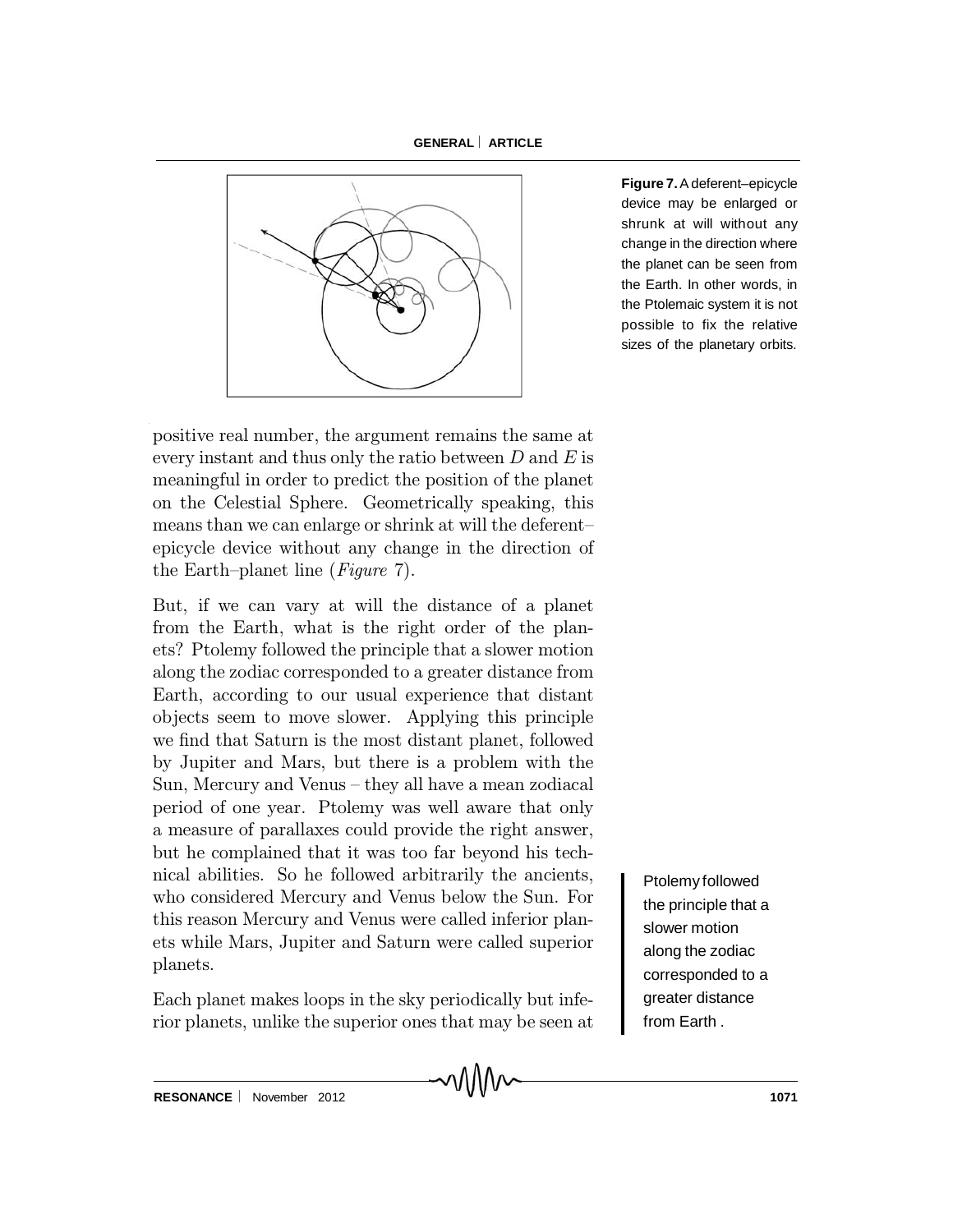Figure 7. A deferent–epicycle device may be enlarged or shrunk at will without any change in the direction where the planet can be seen from the Earth. In other words, in the Ptolemaic system it is not possible to fix the relative sizes of the planetary orbits.

positive real number, the argument remains the same at every instant and thus only the ratio between $D$ and $E$ is meaningful in order to predict the position of the planet on the Celestial Sphere. Geometrically speaking, this means than we can enlarge or shrink at will the deferent–epicycle device without any change in the direction of the Earth–planet line (*Figure* 7).

But, if we can vary at will the distance of a planet from the Earth, what is the right order of the planets? Ptolemy followed the principle that a slower motion along the zodiac corresponded to a greater distance from Earth, according to our usual experience that distant objects seem to move slower. Applying this principle we find that Saturn is the most distant planet, followed by Jupiter and Mars, but there is a problem with the Sun, Mercury and Venus – they all have a mean zodiacal period of one year. Ptolemy was well aware that only a measure of parallaxes could provide the right answer, but he complained that it was too far beyond his technical abilities. So he followed arbitrarily the ancients, who considered Mercury and Venus below the Sun. For this reason Mercury and Venus were called inferior planets while Mars, Jupiter and Saturn were called superior planets.

Ptolemy followed the principle that a slower motion along the zodiac corresponded to a greater distance from Earth .

Each planet makes loops in the sky periodically but inferior planets, unlike the superior ones that may be seen at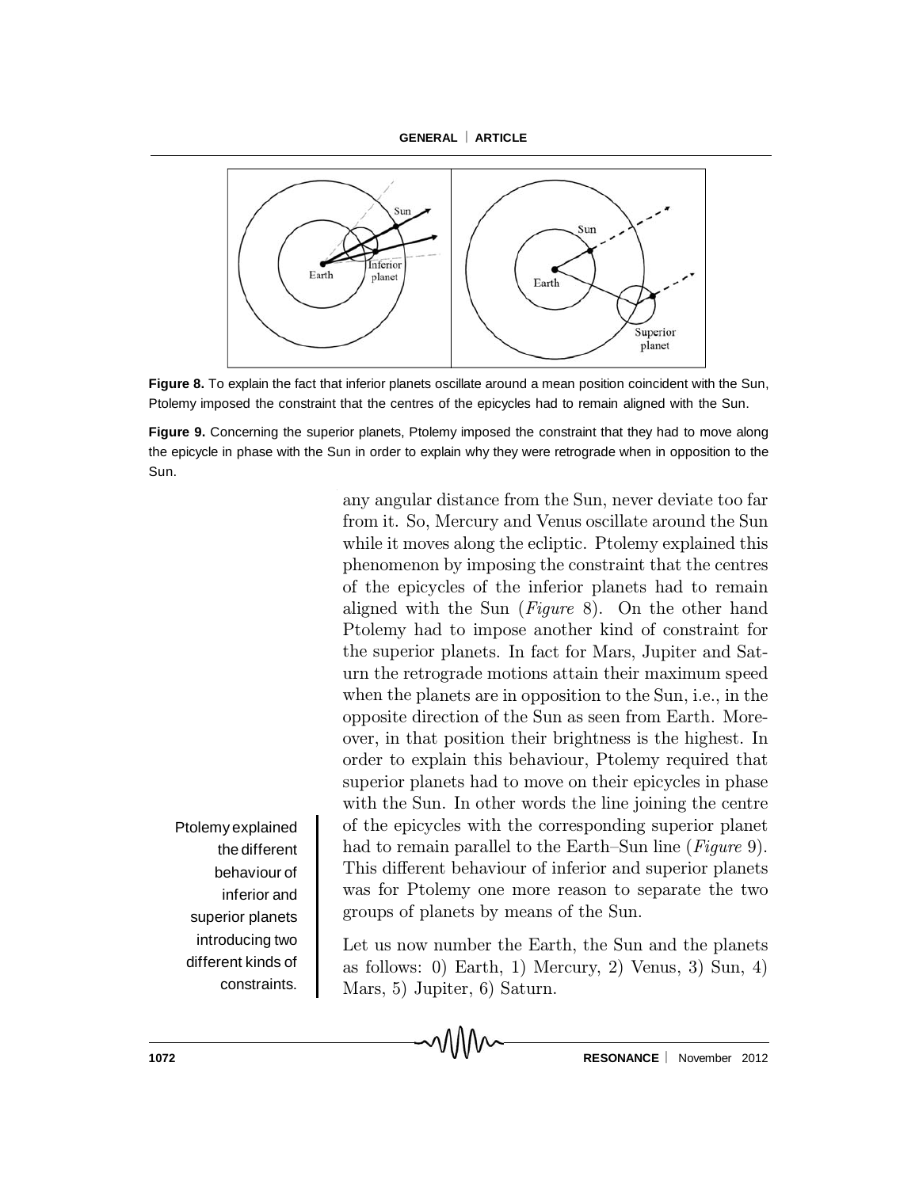**Figure 8.** To explain the fact that inferior planets oscillate around a mean position coincident with the Sun, Ptolemy imposed the constraint that the centres of the epicycles had to remain aligned with the Sun.

**Figure 9.** Concerning the superior planets, Ptolemy imposed the constraint that they had to move along the epicycle in phase with the Sun in order to explain why they were retrograde when in opposition to the Sun.

any angular distance from the Sun, never deviate too far from it. So, Mercury and Venus oscillate around the Sun while it moves along the ecliptic. Ptolemy explained this phenomenon by imposing the constraint that the centres of the epicycles of the inferior planets had to remain aligned with the Sun (*Figure* 8). On the other hand Ptolemy had to impose another kind of constraint for the superior planets. In fact for Mars, Jupiter and Saturn the retrograde motions attain their maximum speed when the planets are in opposition to the Sun, i.e., in the opposite direction of the Sun as seen from Earth. Moreover, in that position their brightness is the highest. In order to explain this behaviour, Ptolemy required that superior planets had to move on their epicycles in phase with the Sun. In other words the line joining the centre of the epicycles with the corresponding superior planet had to remain parallel to the Earth–Sun line (*Figure* 9). This different behaviour of inferior and superior planets was for Ptolemy one more reason to separate the two groups of planets by means of the Sun.

Ptolemy explained the different behaviour of inferior and superior planets introducing two different kinds of constraints.

Let us now number the Earth, the Sun and the planets as follows: 0) Earth, 1) Mercury, 2) Venus, 3) Sun, 4) Mars, 5) Jupiter, 6) Saturn.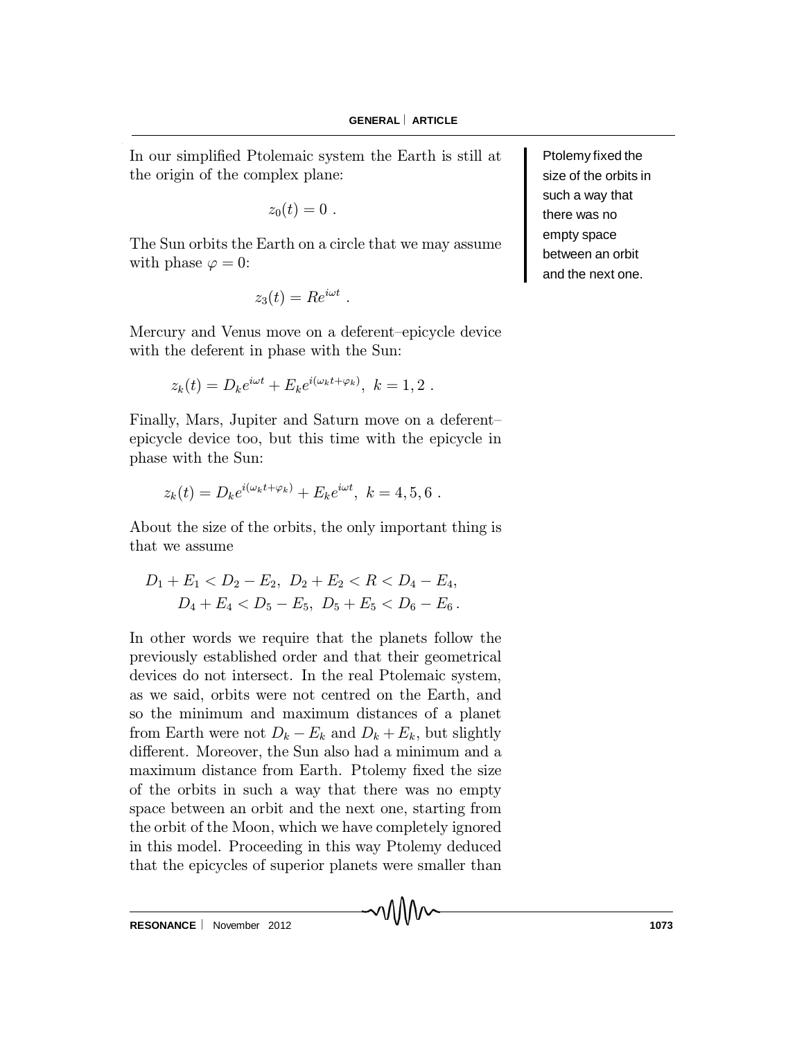In our simplified Ptolemaic system the Earth is still at the origin of the complex plane:

$$z_0(t) = 0 \ .$$

The Sun orbits the Earth on a circle that we may assume with phase $\varphi = 0$:

$$z_3(t) = Re^{i\omega t} \ .$$

Mercury and Venus move on a deferent–epicycle device with the deferent in phase with the Sun:

$$z_k(t) = D_k e^{i\omega t} + E_k e^{i(\omega_k t + \varphi_k)}, \ k = 1, 2 \ .$$

Finally, Mars, Jupiter and Saturn move on a deferent–epicycle device too, but this time with the epicycle in phase with the Sun:

$$z_k(t) = D_k e^{i(\omega_k t + \varphi_k)} + E_k e^{i\omega t}, \ k = 4, 5, 6 \ .$$

About the size of the orbits, the only important thing is that we assume

$$D_1 + E_1 < D_2 - E_2, \ D_2 + E_2 < R < D_4 - E_4,$$
$$D_4 + E_4 < D_5 - E_5, \ D_5 + E_5 < D_6 - E_6 \, .$$

In other words we require that the planets follow the previously established order and that their geometrical devices do not intersect. In the real Ptolemaic system, as we said, orbits were not centred on the Earth, and so the minimum and maximum distances of a planet from Earth were not $D_k - E_k$ and $D_k + E_k$, but slightly different. Moreover, the Sun also had a minimum and a maximum distance from Earth. Ptolemy fixed the size of the orbits in such a way that there was no empty space between an orbit and the next one, starting from the orbit of the Moon, which we have completely ignored in this model. Proceeding in this way Ptolemy deduced that the epicycles of superior planets were smaller than

Ptolemy fixed the size of the orbits in such a way that there was no empty space between an orbit and the next one.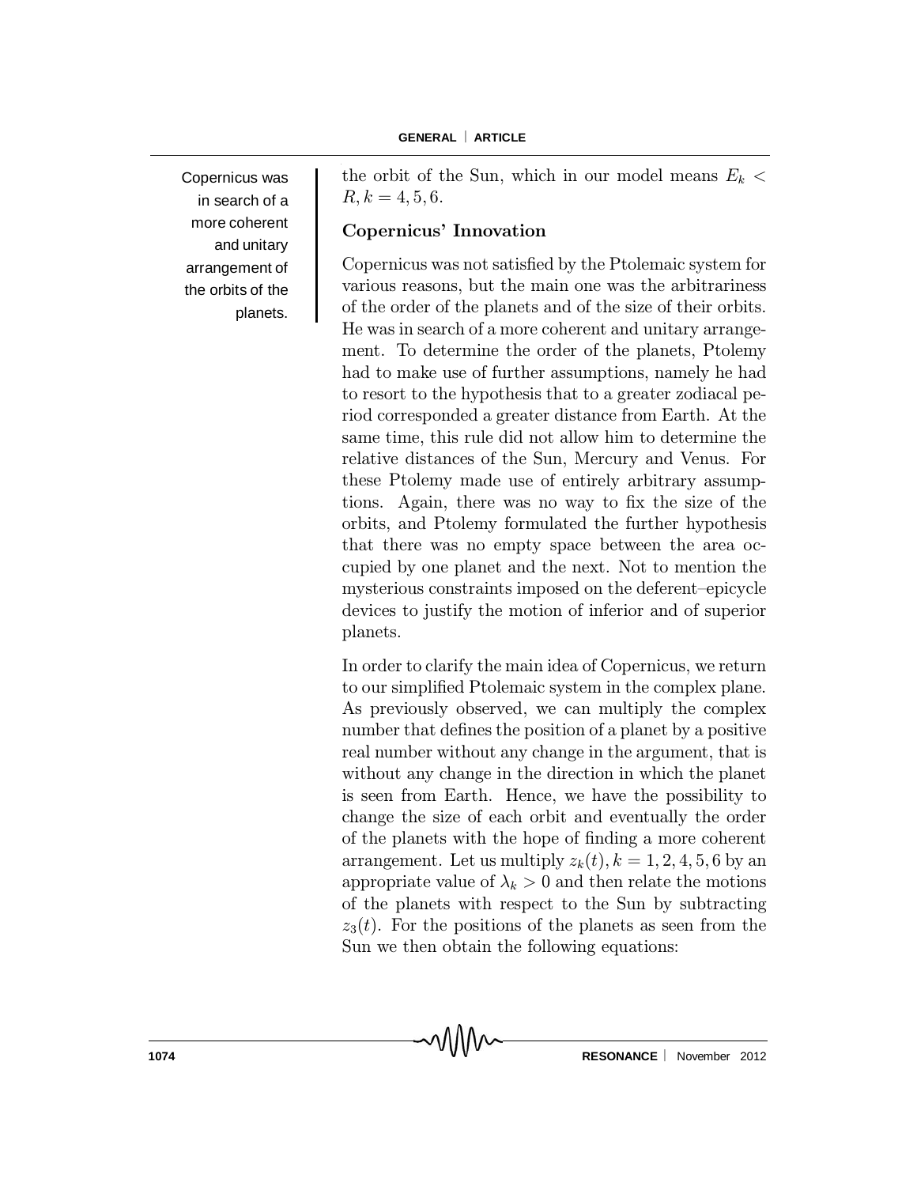Copernicus was in search of a more coherent and unitary arrangement of the orbits of the planets.

the orbit of the Sun, which in our model means $E_k < R, k = 4, 5, 6$.

## Copernicus' Innovation

Copernicus was not satisfied by the Ptolemaic system for various reasons, but the main one was the arbitrariness of the order of the planets and of the size of their orbits. He was in search of a more coherent and unitary arrangement. To determine the order of the planets, Ptolemy had to make use of further assumptions, namely he had to resort to the hypothesis that to a greater zodiacal period corresponded a greater distance from Earth. At the same time, this rule did not allow him to determine the relative distances of the Sun, Mercury and Venus. For these Ptolemy made use of entirely arbitrary assumptions. Again, there was no way to fix the size of the orbits, and Ptolemy formulated the further hypothesis that there was no empty space between the area occupied by one planet and the next. Not to mention the mysterious constraints imposed on the deferent–epicycle devices to justify the motion of inferior and of superior planets.

In order to clarify the main idea of Copernicus, we return to our simplified Ptolemaic system in the complex plane. As previously observed, we can multiply the complex number that defines the position of a planet by a positive real number without any change in the argument, that is without any change in the direction in which the planet is seen from Earth. Hence, we have the possibility to change the size of each orbit and eventually the order of the planets with the hope of finding a more coherent arrangement. Let us multiply $z_k(t), k = 1, 2, 4, 5, 6$ by an appropriate value of $\lambda_k > 0$ and then relate the motions of the planets with respect to the Sun by subtracting $z_3(t)$. For the positions of the planets as seen from the Sun we then obtain the following equations: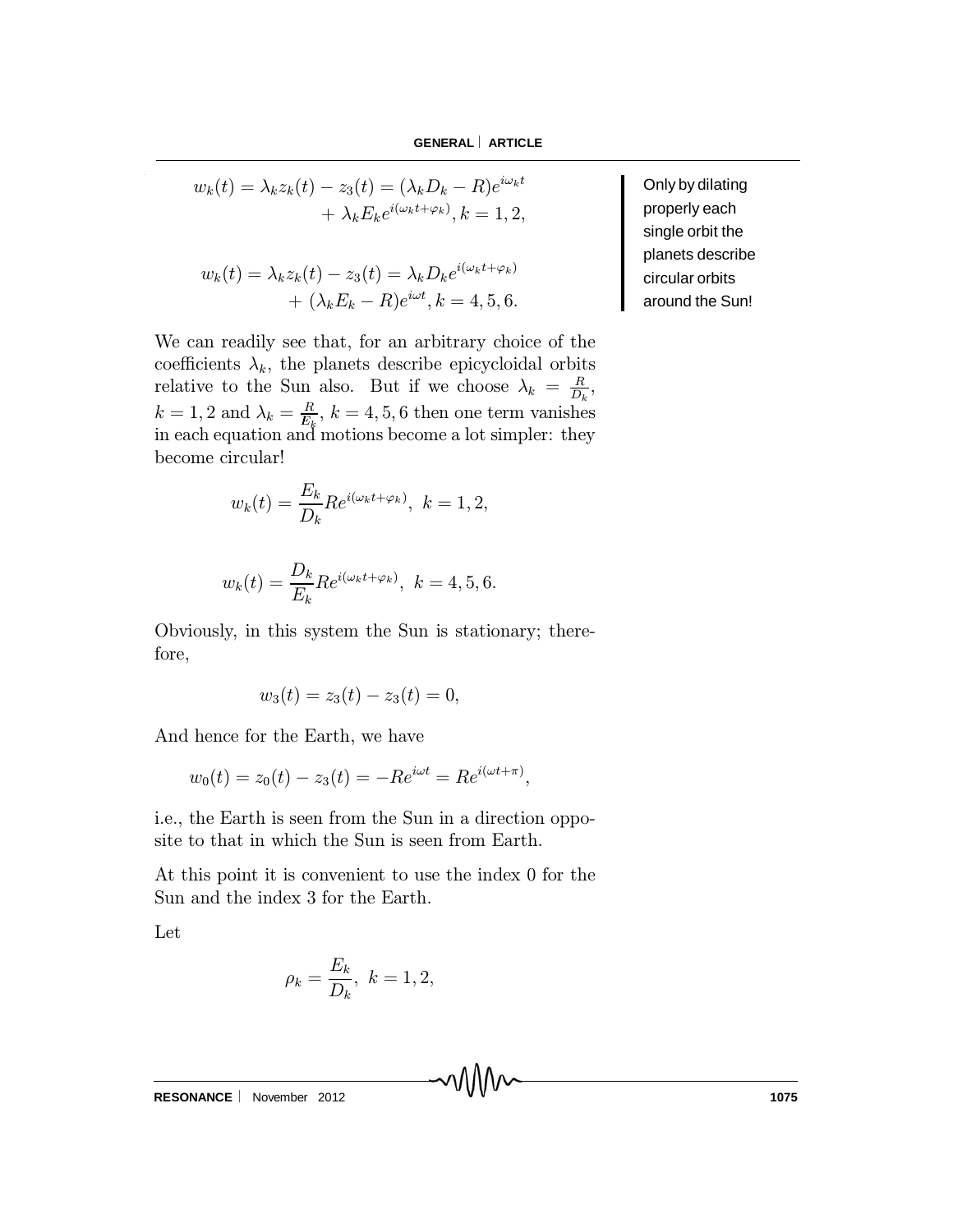$$w_k(t) = \lambda_k z_k(t) - z_3(t) = (\lambda_k D_k - R)e^{i\omega_k t} + \lambda_k E_k e^{i(\omega_k t + \varphi_k)}, k = 1, 2,$$

$$w_k(t) = \lambda_k z_k(t) - z_3(t) = \lambda_k D_k e^{i(\omega_k t + \varphi_k)} + (\lambda_k E_k - R)e^{i\omega t}, k = 4, 5, 6.$$

Only by dilating properly each single orbit the planets describe circular orbits around the Sun!

We can readily see that, for an arbitrary choice of the coefficients $\lambda_k$, the planets describe epicycloidal orbits relative to the Sun also. But if we choose $\lambda_k = \frac{R}{D_k}$, $k = 1, 2$ and $\lambda_k = \frac{R}{E_k}$, $k = 4, 5, 6$ then one term vanishes in each equation and motions become a lot simpler: they become circular!

$$w_k(t) = \frac{E_k}{D_k} R e^{i(\omega_k t + \varphi_k)},\ k = 1, 2,$$

$$w_k(t) = \frac{D_k}{E_k} R e^{i(\omega_k t + \varphi_k)},\ k = 4, 5, 6.$$

Obviously, in this system the Sun is stationary; therefore,

$$w_3(t) = z_3(t) - z_3(t) = 0,$$

And hence for the Earth, we have

$$w_0(t) = z_0(t) - z_3(t) = -Re^{i\omega t} = Re^{i(\omega t + \pi)},$$

i.e., the Earth is seen from the Sun in a direction opposite to that in which the Sun is seen from Earth.

At this point it is convenient to use the index 0 for the Sun and the index 3 for the Earth.

Let

$$\rho_k = \frac{E_k}{D_k},\ k = 1, 2,$$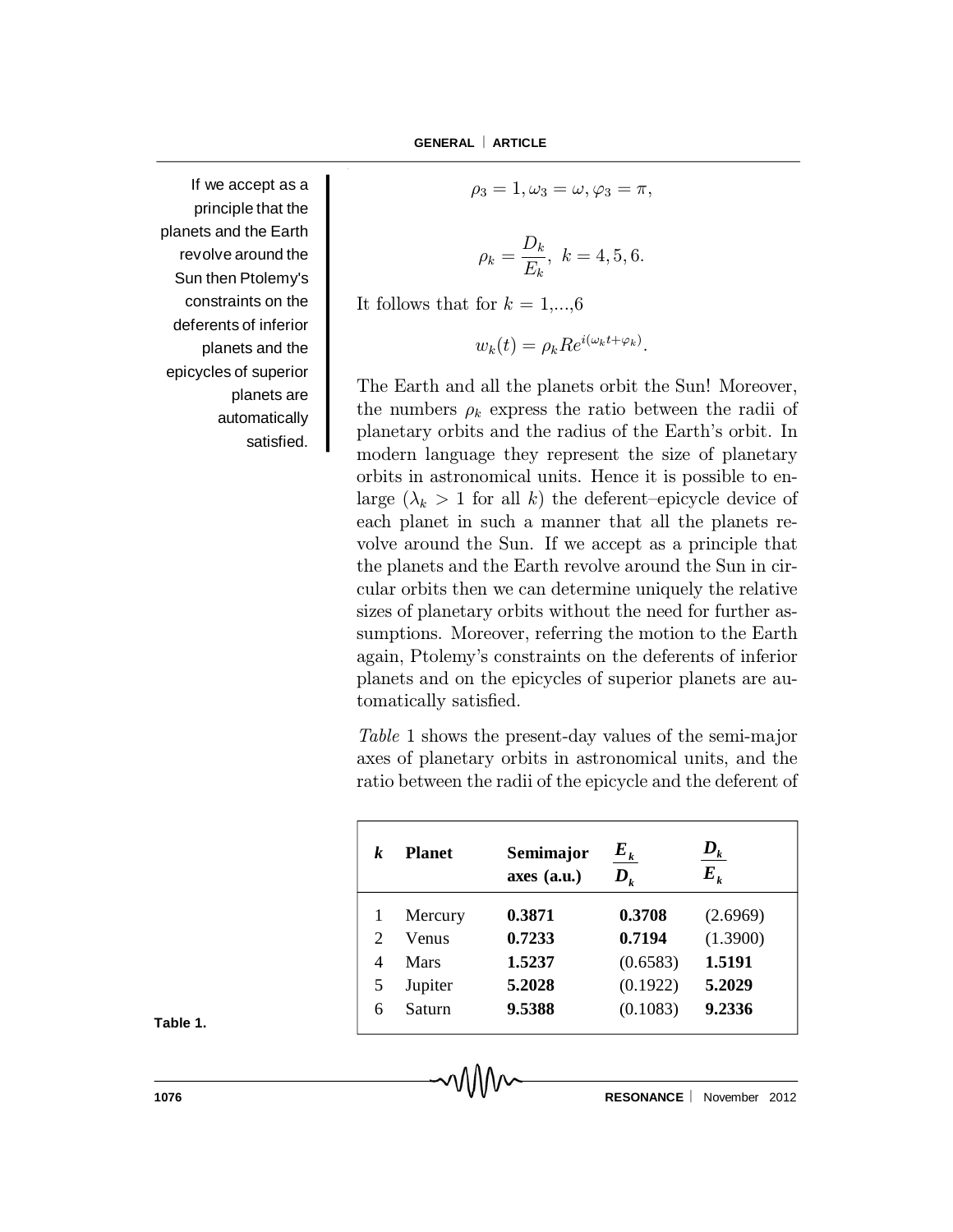If we accept as a principle that the planets and the Earth revolve around the Sun then Ptolemy's constraints on the deferents of inferior planets and the epicycles of superior planets are automatically satisfied.

$$\rho_3 = 1, \omega_3 = \omega, \varphi_3 = \pi,$$

$$\rho_k = \frac{D_k}{E_k}, \; k = 4, 5, 6.$$

It follows that for $k = 1,...,6$

$$w_k(t) = \rho_k R e^{i(\omega_k t + \varphi_k)}.$$

The Earth and all the planets orbit the Sun! Moreover, the numbers $\rho_k$ express the ratio between the radii of planetary orbits and the radius of the Earth's orbit. In modern language they represent the size of planetary orbits in astronomical units. Hence it is possible to enlarge ($\lambda_k > 1$ for all $k$) the deferent–epicycle device of each planet in such a manner that all the planets revolve around the Sun. If we accept as a principle that the planets and the Earth revolve around the Sun in circular orbits then we can determine uniquely the relative sizes of planetary orbits without the need for further assumptions. Moreover, referring the motion to the Earth again, Ptolemy's constraints on the deferents of inferior planets and on the epicycles of superior planets are automatically satisfied.

*Table* 1 shows the present-day values of the semi-major axes of planetary orbits in astronomical units, and the ratio between the radii of the epicycle and the deferent of

| $k$ | Planet | Semimajor axes (a.u.) | $\frac{E_k}{D_k}$ | $\frac{D_k}{E_k}$ |
|---|---|---|---|---|
| 1 | Mercury | **0.3871** | **0.3708** | (2.6969) |
| 2 | Venus | **0.7233** | **0.7194** | (1.3900) |
| 4 | Mars | **1.5237** | (0.6583) | **1.5191** |
| 5 | Jupiter | **5.2028** | (0.1922) | **5.2029** |
| 6 | Saturn | **9.5388** | (0.1083) | **9.2336** |

**Table 1.**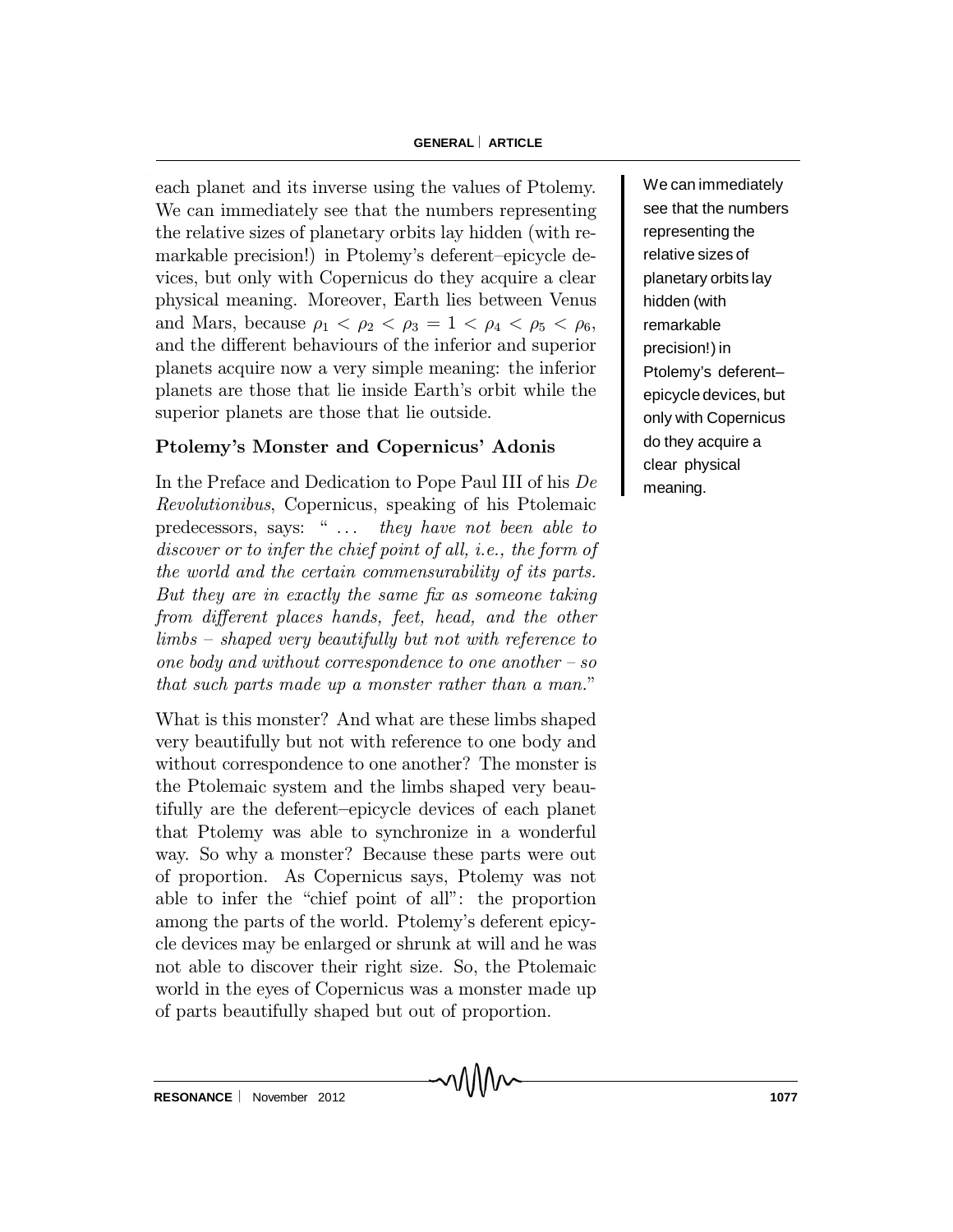each planet and its inverse using the values of Ptolemy. We can immediately see that the numbers representing the relative sizes of planetary orbits lay hidden (with remarkable precision!) in Ptolemy's deferent–epicycle devices, but only with Copernicus do they acquire a clear physical meaning. Moreover, Earth lies between Venus and Mars, because $\rho_1 < \rho_2 < \rho_3 = 1 < \rho_4 < \rho_5 < \rho_6$, and the different behaviours of the inferior and superior planets acquire now a very simple meaning: the inferior planets are those that lie inside Earth's orbit while the superior planets are those that lie outside.

We can immediately see that the numbers representing the relative sizes of planetary orbits lay hidden (with remarkable precision!) in Ptolemy's deferent–epicycle devices, but only with Copernicus do they acquire a clear physical meaning.

### Ptolemy's Monster and Copernicus' Adonis

In the Preface and Dedication to Pope Paul III of his *De Revolutionibus*, Copernicus, speaking of his Ptolemaic predecessors, says: " ... *they have not been able to discover or to infer the chief point of all, i.e., the form of the world and the certain commensurability of its parts. But they are in exactly the same fix as someone taking from different places hands, feet, head, and the other limbs – shaped very beautifully but not with reference to one body and without correspondence to one another – so that such parts made up a monster rather than a man.*"

What is this monster? And what are these limbs shaped very beautifully but not with reference to one body and without correspondence to one another? The monster is the Ptolemaic system and the limbs shaped very beautifully are the deferent–epicycle devices of each planet that Ptolemy was able to synchronize in a wonderful way. So why a monster? Because these parts were out of proportion. As Copernicus says, Ptolemy was not able to infer the "chief point of all": the proportion among the parts of the world. Ptolemy's deferent epicycle devices may be enlarged or shrunk at will and he was not able to discover their right size. So, the Ptolemaic world in the eyes of Copernicus was a monster made up of parts beautifully shaped but out of proportion.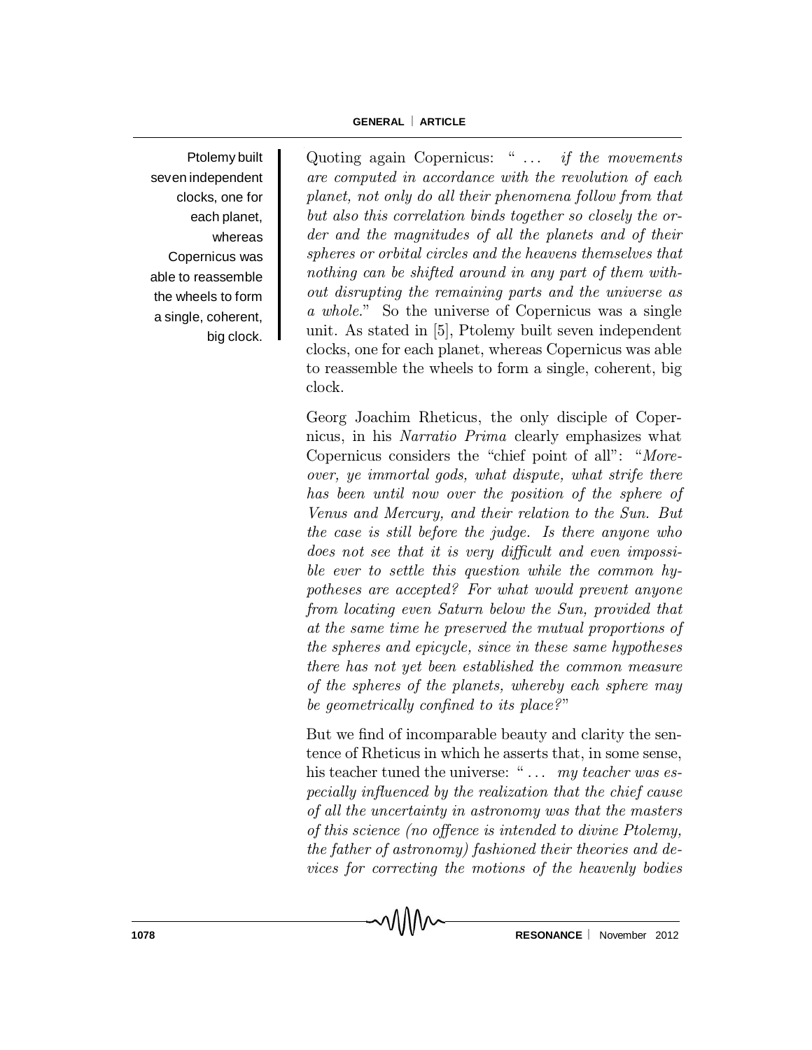Ptolemy built seven independent clocks, one for each planet, whereas Copernicus was able to reassemble the wheels to form a single, coherent, big clock.

Quoting again Copernicus: " … *if the movements are computed in accordance with the revolution of each planet, not only do all their phenomena follow from that but also this correlation binds together so closely the order and the magnitudes of all the planets and of their spheres or orbital circles and the heavens themselves that nothing can be shifted around in any part of them without disrupting the remaining parts and the universe as a whole.*" So the universe of Copernicus was a single unit. As stated in [5], Ptolemy built seven independent clocks, one for each planet, whereas Copernicus was able to reassemble the wheels to form a single, coherent, big clock.

Georg Joachim Rheticus, the only disciple of Copernicus, in his *Narratio Prima* clearly emphasizes what Copernicus considers the "chief point of all": "*Moreover, ye immortal gods, what dispute, what strife there has been until now over the position of the sphere of Venus and Mercury, and their relation to the Sun. But the case is still before the judge. Is there anyone who does not see that it is very difficult and even impossible ever to settle this question while the common hypotheses are accepted? For what would prevent anyone from locating even Saturn below the Sun, provided that at the same time he preserved the mutual proportions of the spheres and epicycle, since in these same hypotheses there has not yet been established the common measure of the spheres of the planets, whereby each sphere may be geometrically confined to its place?*"

But we find of incomparable beauty and clarity the sentence of Rheticus in which he asserts that, in some sense, his teacher tuned the universe: " … *my teacher was especially influenced by the realization that the chief cause of all the uncertainty in astronomy was that the masters of this science (no offence is intended to divine Ptolemy, the father of astronomy) fashioned their theories and devices for correcting the motions of the heavenly bodies*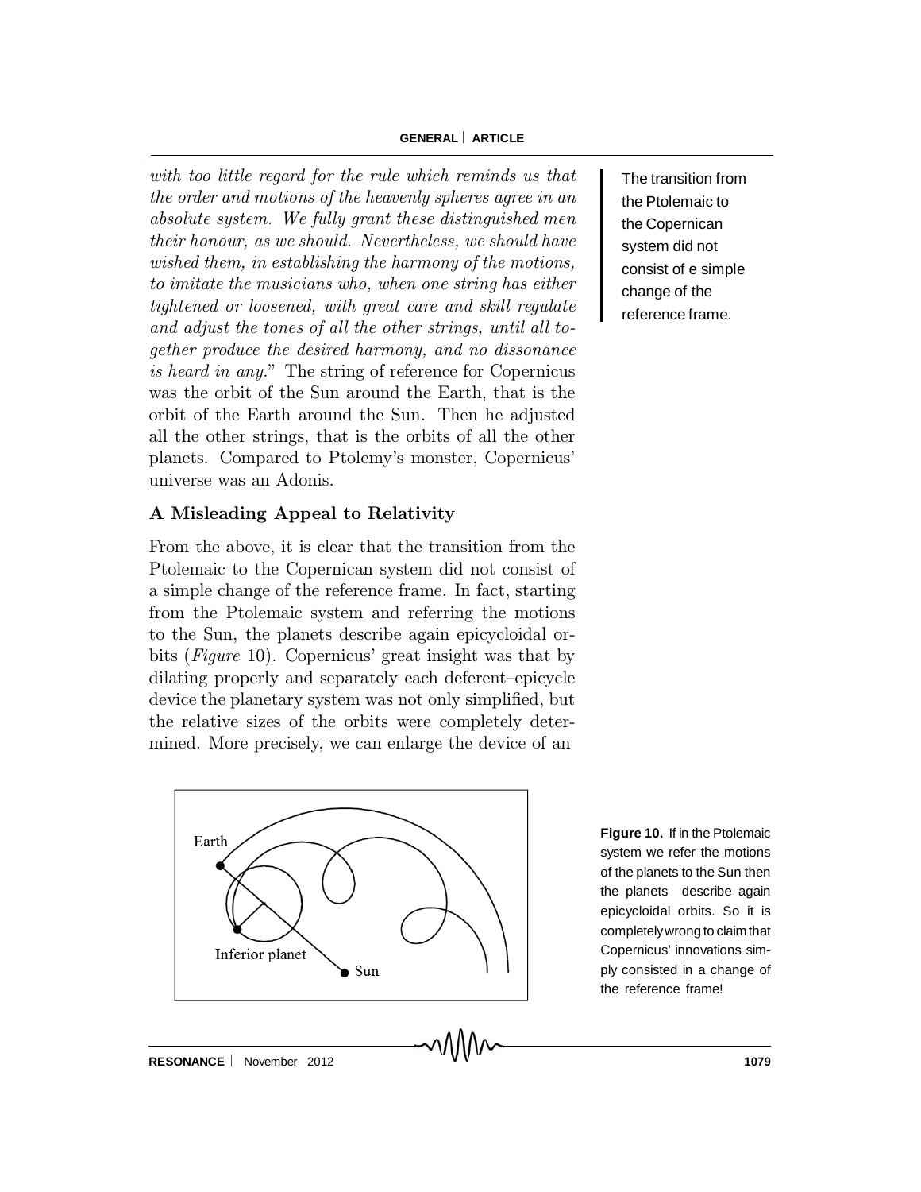*with too little regard for the rule which reminds us that the order and motions of the heavenly spheres agree in an absolute system. We fully grant these distinguished men their honour, as we should. Nevertheless, we should have wished them, in establishing the harmony of the motions, to imitate the musicians who, when one string has either tightened or loosened, with great care and skill regulate and adjust the tones of all the other strings, until all together produce the desired harmony, and no dissonance is heard in any.*" The string of reference for Copernicus was the orbit of the Sun around the Earth, that is the orbit of the Earth around the Sun. Then he adjusted all the other strings, that is the orbits of all the other planets. Compared to Ptolemy's monster, Copernicus' universe was an Adonis.

The transition from the Ptolemaic to the Copernican system did not consist of e simple change of the reference frame.

## A Misleading Appeal to Relativity

From the above, it is clear that the transition from the Ptolemaic to the Copernican system did not consist of a simple change of the reference frame. In fact, starting from the Ptolemaic system and referring the motions to the Sun, the planets describe again epicycloidal orbits (*Figure* 10). Copernicus' great insight was that by dilating properly and separately each deferent–epicycle device the planetary system was not only simplified, but the relative sizes of the orbits were completely determined. More precisely, we can enlarge the device of an

**Figure 10.** If in the Ptolemaic system we refer the motions of the planets to the Sun then the planets describe again epicycloidal orbits. So it is completely wrong to claim that Copernicus' innovations simply consisted in a change of the reference frame!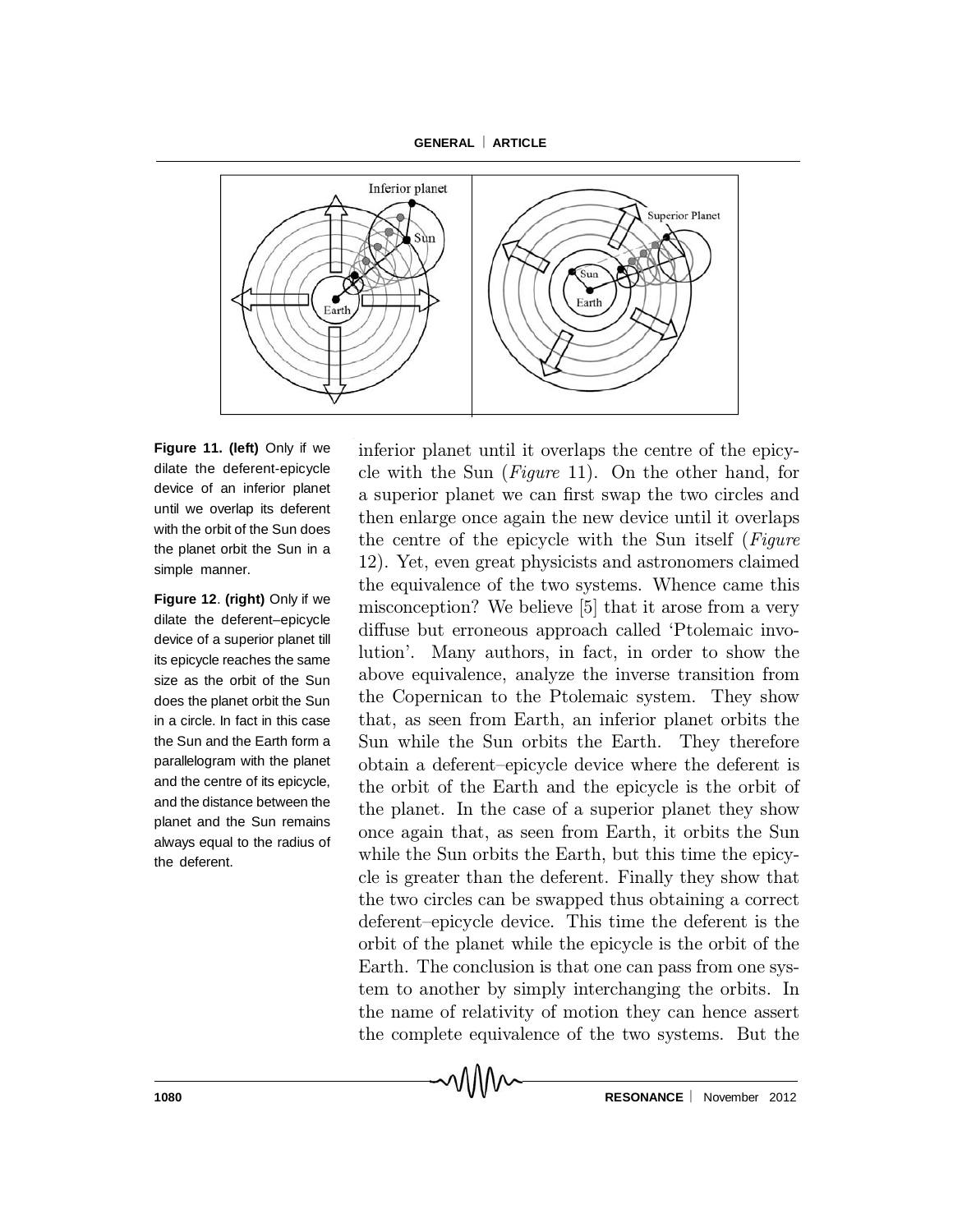**Figure 11. (left)** Only if we dilate the deferent-epicycle device of an inferior planet until we overlap its deferent with the orbit of the Sun does the planet orbit the Sun in a simple manner.

**Figure 12**. **(right)** Only if we dilate the deferent–epicycle device of a superior planet till its epicycle reaches the same size as the orbit of the Sun does the planet orbit the Sun in a circle. In fact in this case the Sun and the Earth form a parallelogram with the planet and the centre of its epicycle, and the distance between the planet and the Sun remains always equal to the radius of the deferent.

inferior planet until it overlaps the centre of the epicycle with the Sun (*Figure* 11). On the other hand, for a superior planet we can first swap the two circles and then enlarge once again the new device until it overlaps the centre of the epicycle with the Sun itself (*Figure* 12). Yet, even great physicists and astronomers claimed the equivalence of the two systems. Whence came this misconception? We believe [5] that it arose from a very diffuse but erroneous approach called 'Ptolemaic involution'. Many authors, in fact, in order to show the above equivalence, analyze the inverse transition from the Copernican to the Ptolemaic system. They show that, as seen from Earth, an inferior planet orbits the Sun while the Sun orbits the Earth. They therefore obtain a deferent–epicycle device where the deferent is the orbit of the Earth and the epicycle is the orbit of the planet. In the case of a superior planet they show once again that, as seen from Earth, it orbits the Sun while the Sun orbits the Earth, but this time the epicycle is greater than the deferent. Finally they show that the two circles can be swapped thus obtaining a correct deferent–epicycle device. This time the deferent is the orbit of the planet while the epicycle is the orbit of the Earth. The conclusion is that one can pass from one system to another by simply interchanging the orbits. In the name of relativity of motion they can hence assert the complete equivalence of the two systems. But the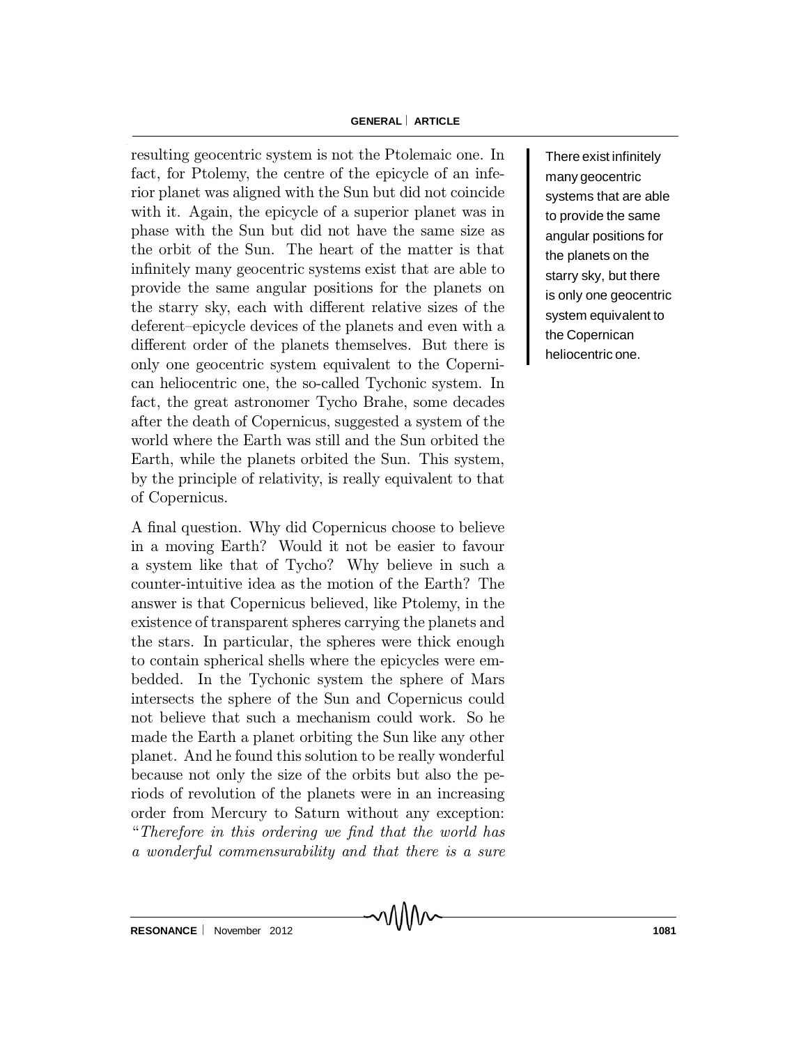resulting geocentric system is not the Ptolemaic one. In fact, for Ptolemy, the centre of the epicycle of an inferior planet was aligned with the Sun but did not coincide with it. Again, the epicycle of a superior planet was in phase with the Sun but did not have the same size as the orbit of the Sun. The heart of the matter is that infinitely many geocentric systems exist that are able to provide the same angular positions for the planets on the starry sky, each with different relative sizes of the deferent–epicycle devices of the planets and even with a different order of the planets themselves. But there is only one geocentric system equivalent to the Copernican heliocentric one, the so-called Tychonic system. In fact, the great astronomer Tycho Brahe, some decades after the death of Copernicus, suggested a system of the world where the Earth was still and the Sun orbited the Earth, while the planets orbited the Sun. This system, by the principle of relativity, is really equivalent to that of Copernicus.

> There exist infinitely many geocentric systems that are able to provide the same angular positions for the planets on the starry sky, but there is only one geocentric system equivalent to the Copernican heliocentric one.

A final question. Why did Copernicus choose to believe in a moving Earth? Would it not be easier to favour a system like that of Tycho? Why believe in such a counter-intuitive idea as the motion of the Earth? The answer is that Copernicus believed, like Ptolemy, in the existence of transparent spheres carrying the planets and the stars. In particular, the spheres were thick enough to contain spherical shells where the epicycles were embedded. In the Tychonic system the sphere of Mars intersects the sphere of the Sun and Copernicus could not believe that such a mechanism could work. So he made the Earth a planet orbiting the Sun like any other planet. And he found this solution to be really wonderful because not only the size of the orbits but also the periods of revolution of the planets were in an increasing order from Mercury to Saturn without any exception: "*Therefore in this ordering we find that the world has a wonderful commensurability and that there is a sure*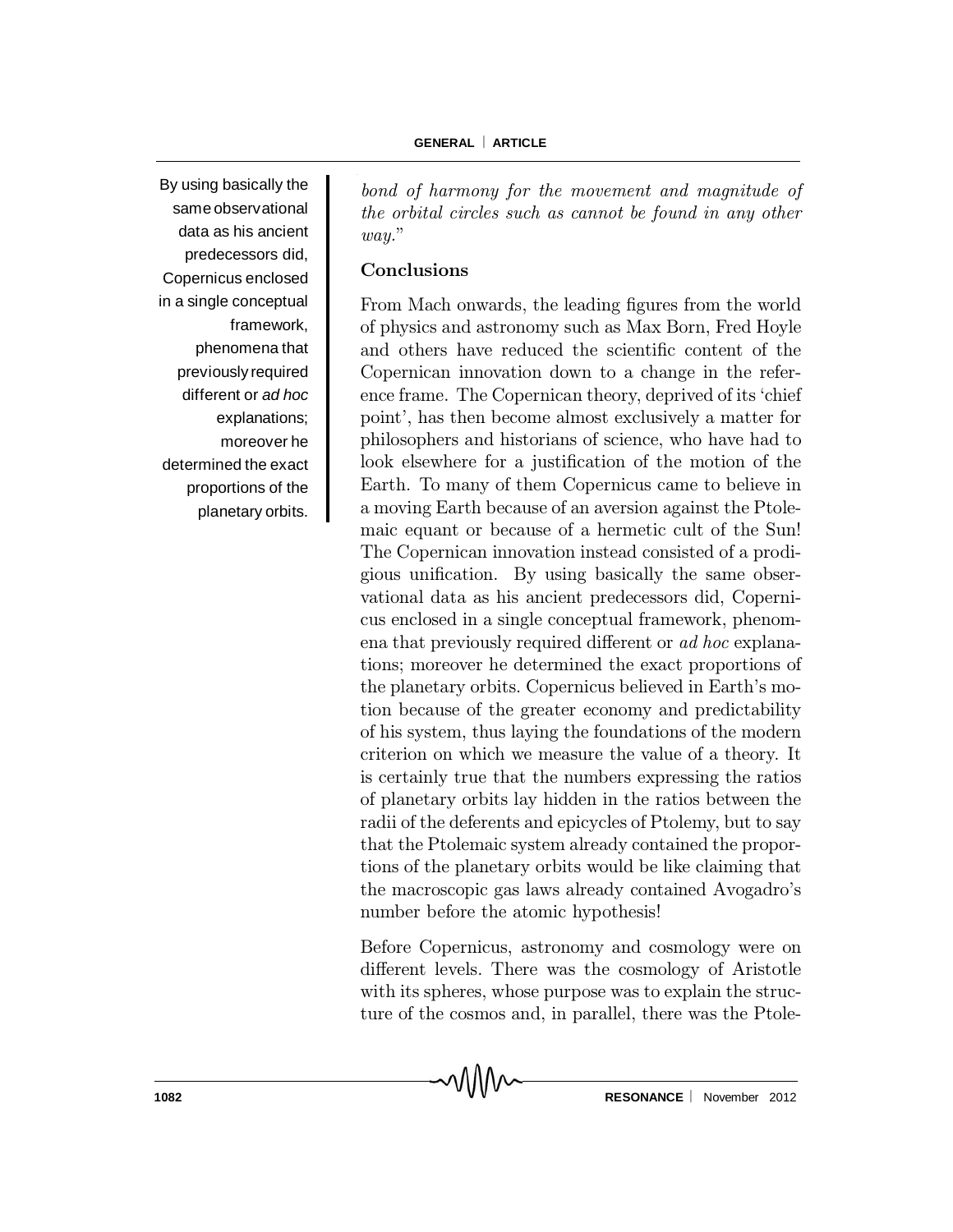*bond of harmony for the movement and magnitude of the orbital circles such as cannot be found in any other way.*"

## Conclusions

From Mach onwards, the leading figures from the world of physics and astronomy such as Max Born, Fred Hoyle and others have reduced the scientific content of the Copernican innovation down to a change in the reference frame. The Copernican theory, deprived of its 'chief point', has then become almost exclusively a matter for philosophers and historians of science, who have had to look elsewhere for a justification of the motion of the Earth. To many of them Copernicus came to believe in a moving Earth because of an aversion against the Ptolemaic equant or because of a hermetic cult of the Sun! The Copernican innovation instead consisted of a prodigious unification. By using basically the same observational data as his ancient predecessors did, Copernicus enclosed in a single conceptual framework, phenomena that previously required different or *ad hoc* explanations; moreover he determined the exact proportions of the planetary orbits. Copernicus believed in Earth's motion because of the greater economy and predictability of his system, thus laying the foundations of the modern criterion on which we measure the value of a theory. It is certainly true that the numbers expressing the ratios of planetary orbits lay hidden in the ratios between the radii of the deferents and epicycles of Ptolemy, but to say that the Ptolemaic system already contained the proportions of the planetary orbits would be like claiming that the macroscopic gas laws already contained Avogadro's number before the atomic hypothesis!

By using basically the same observational data as his ancient predecessors did, Copernicus enclosed in a single conceptual framework, phenomena that previously required different or *ad hoc* explanations; moreover he determined the exact proportions of the planetary orbits.

Before Copernicus, astronomy and cosmology were on different levels. There was the cosmology of Aristotle with its spheres, whose purpose was to explain the structure of the cosmos and, in parallel, there was the Ptole-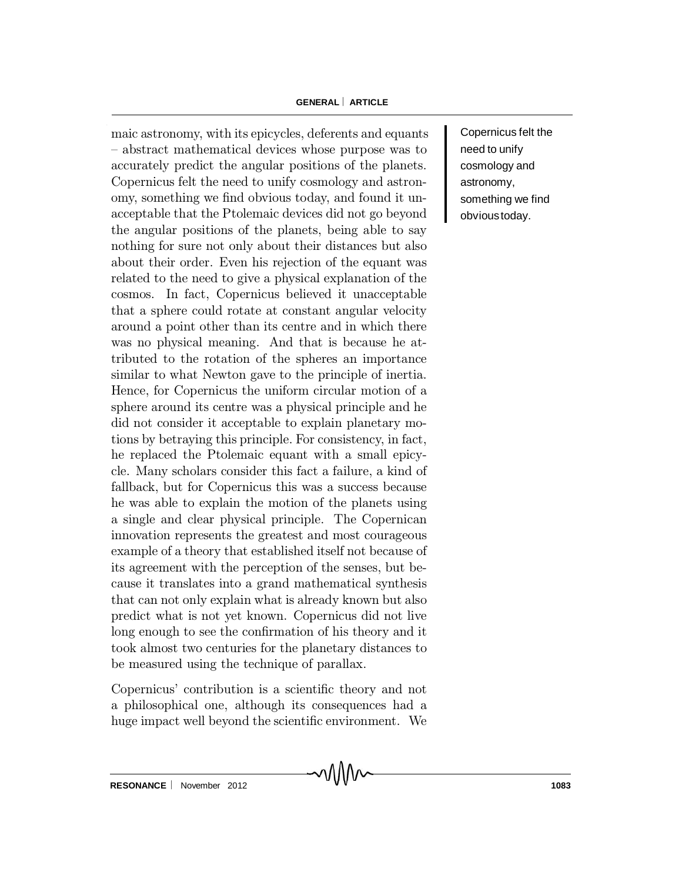maic astronomy, with its epicycles, deferents and equants – abstract mathematical devices whose purpose was to accurately predict the angular positions of the planets. Copernicus felt the need to unify cosmology and astronomy, something we find obvious today, and found it unacceptable that the Ptolemaic devices did not go beyond the angular positions of the planets, being able to say nothing for sure not only about their distances but also about their order. Even his rejection of the equant was related to the need to give a physical explanation of the cosmos. In fact, Copernicus believed it unacceptable that a sphere could rotate at constant angular velocity around a point other than its centre and in which there was no physical meaning. And that is because he attributed to the rotation of the spheres an importance similar to what Newton gave to the principle of inertia. Hence, for Copernicus the uniform circular motion of a sphere around its centre was a physical principle and he did not consider it acceptable to explain planetary motions by betraying this principle. For consistency, in fact, he replaced the Ptolemaic equant with a small epicycle. Many scholars consider this fact a failure, a kind of fallback, but for Copernicus this was a success because he was able to explain the motion of the planets using a single and clear physical principle. The Copernican innovation represents the greatest and most courageous example of a theory that established itself not because of its agreement with the perception of the senses, but because it translates into a grand mathematical synthesis that can not only explain what is already known but also predict what is not yet known. Copernicus did not live long enough to see the confirmation of his theory and it took almost two centuries for the planetary distances to be measured using the technique of parallax.

> Copernicus felt the need to unify cosmology and astronomy, something we find obvious today.

Copernicus' contribution is a scientific theory and not a philosophical one, although its consequences had a huge impact well beyond the scientific environment. We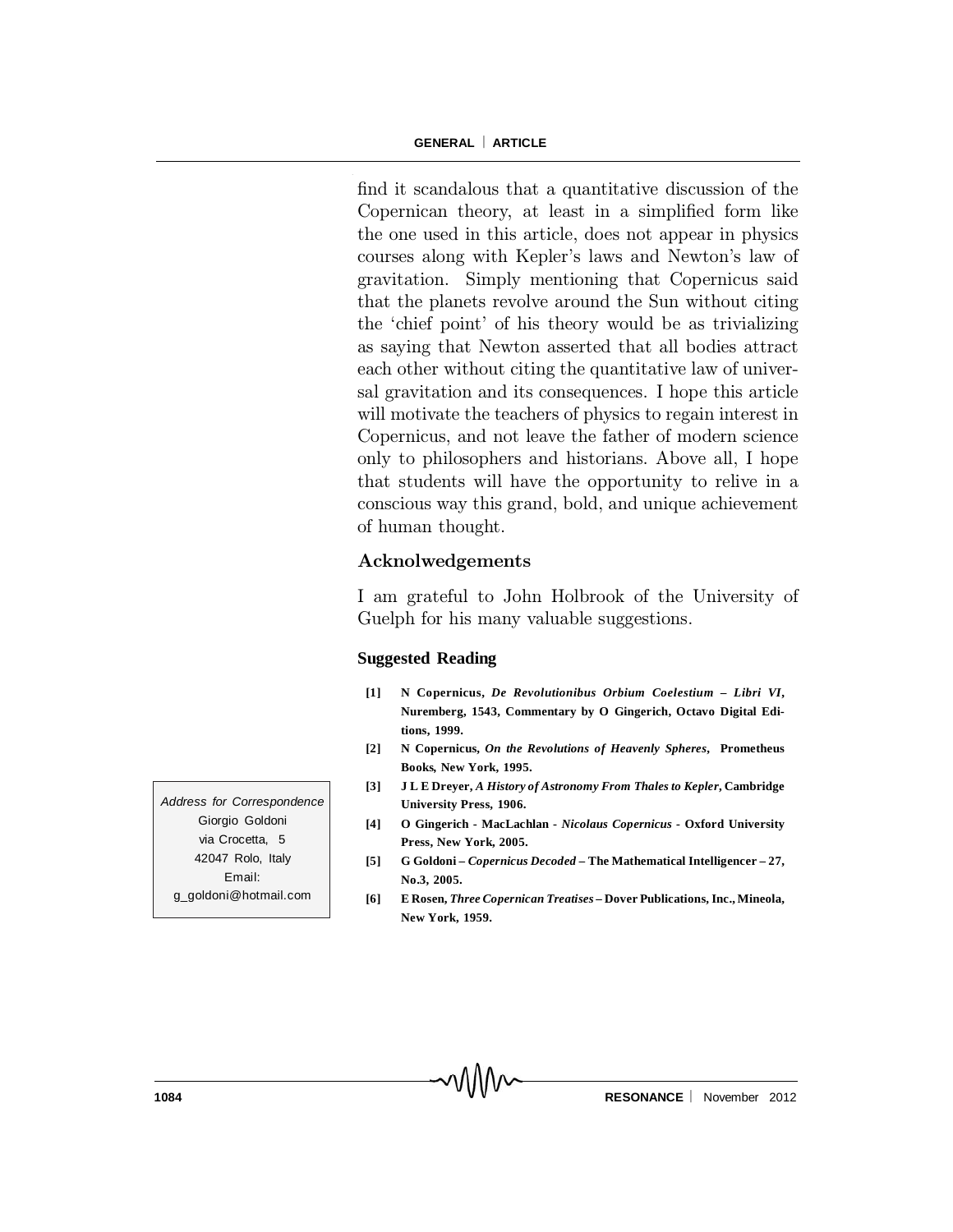find it scandalous that a quantitative discussion of the Copernican theory, at least in a simplified form like the one used in this article, does not appear in physics courses along with Kepler's laws and Newton's law of gravitation. Simply mentioning that Copernicus said that the planets revolve around the Sun without citing the 'chief point' of his theory would be as trivializing as saying that Newton asserted that all bodies attract each other without citing the quantitative law of universal gravitation and its consequences. I hope this article will motivate the teachers of physics to regain interest in Copernicus, and not leave the father of modern science only to philosophers and historians. Above all, I hope that students will have the opportunity to relive in a conscious way this grand, bold, and unique achievement of human thought.

## Acknolwedgements

I am grateful to John Holbrook of the University of Guelph for his many valuable suggestions.

### Suggested Reading

- [1] N Copernicus, *De Revolutionibus Orbium Coelestium – Libri VI*, Nuremberg, 1543, Commentary by O Gingerich, Octavo Digital Editions, 1999.
- [2] N Copernicus, *On the Revolutions of Heavenly Spheres*, Prometheus Books, New York, 1995.
- [3] J L E Dreyer, *A History of Astronomy From Thales to Kepler*, Cambridge University Press, 1906.
- [4] O Gingerich - MacLachlan - *Nicolaus Copernicus* - Oxford University Press, New York, 2005.
- [5] G Goldoni – *Copernicus Decoded* – The Mathematical Intelligencer – 27, No.3, 2005.
- [6] E Rosen, *Three Copernican Treatises* – Dover Publications, Inc., Mineola, New York, 1959.

*Address for Correspondence*
Giorgio Goldoni
via Crocetta, 5
42047 Rolo, Italy
Email:
g_goldoni@hotmail.com